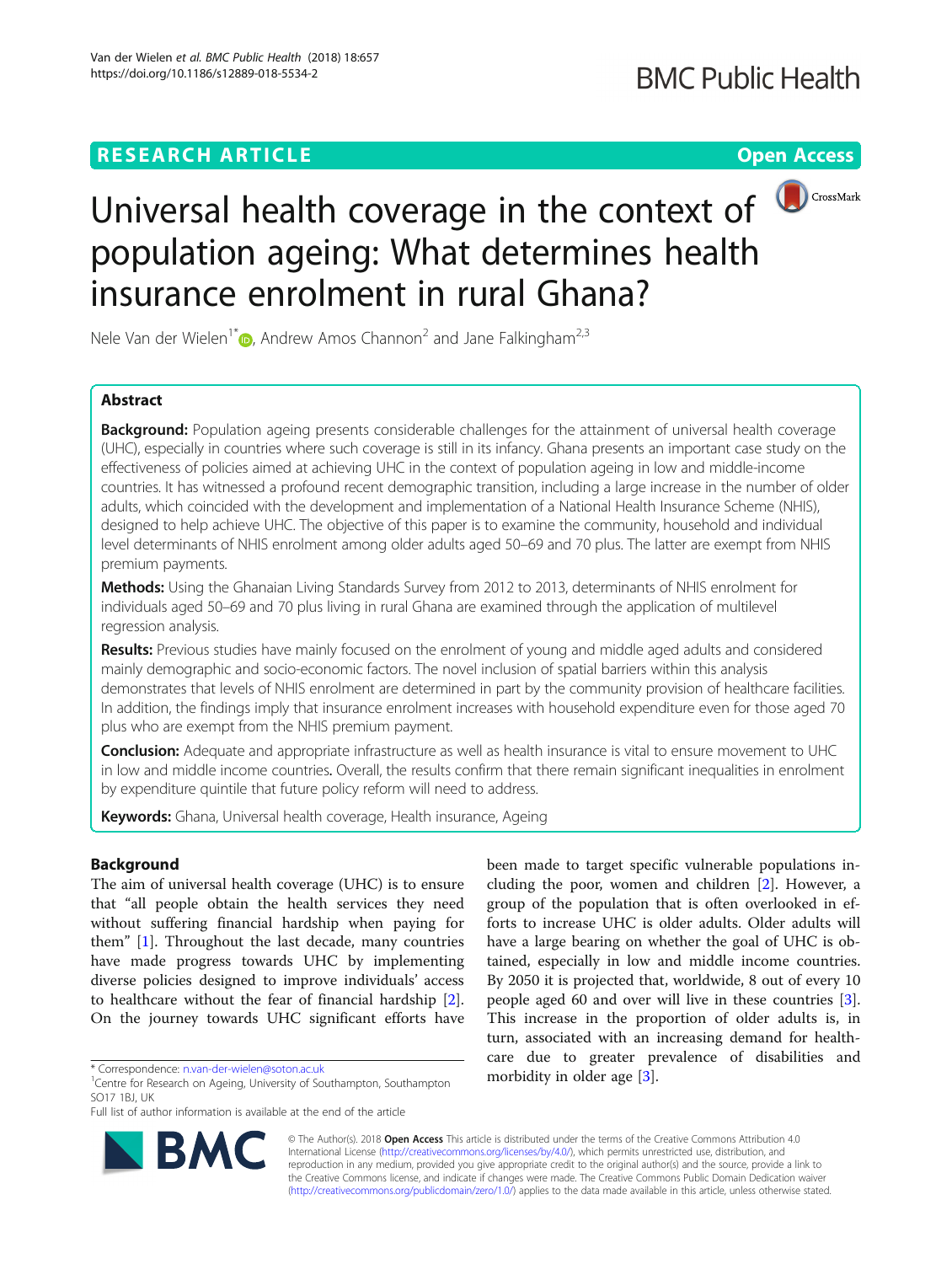RESEARCH ARTICLE

Open Access

# Universal health coverage in the context of population ageing: What determines health insurance enrolment in rural Ghana?

Nele Van der Wielen[1*], Andrew Amos Channon[2] and Jane Falkingham[2,3]

## Abstract

**Background:** Population ageing presents considerable challenges for the attainment of universal health coverage (UHC), especially in countries where such coverage is still in its infancy. Ghana presents an important case study on the effectiveness of policies aimed at achieving UHC in the context of population ageing in low and middle-income countries. It has witnessed a profound recent demographic transition, including a large increase in the number of older adults, which coincided with the development and implementation of a National Health Insurance Scheme (NHIS), designed to help achieve UHC. The objective of this paper is to examine the community, household and individual level determinants of NHIS enrolment among older adults aged 50–69 and 70 plus. The latter are exempt from NHIS premium payments.

**Methods:** Using the Ghanaian Living Standards Survey from 2012 to 2013, determinants of NHIS enrolment for individuals aged 50–69 and 70 plus living in rural Ghana are examined through the application of multilevel regression analysis.

**Results:** Previous studies have mainly focused on the enrolment of young and middle aged adults and considered mainly demographic and socio-economic factors. The novel inclusion of spatial barriers within this analysis demonstrates that levels of NHIS enrolment are determined in part by the community provision of healthcare facilities. In addition, the findings imply that insurance enrolment increases with household expenditure even for those aged 70 plus who are exempt from the NHIS premium payment.

**Conclusion:** Adequate and appropriate infrastructure as well as health insurance is vital to ensure movement to UHC in low and middle income countries. Overall, the results confirm that there remain significant inequalities in enrolment by expenditure quintile that future policy reform will need to address.

**Keywords:** Ghana, Universal health coverage, Health insurance, Ageing

## Background

The aim of universal health coverage (UHC) is to ensure that "all people obtain the health services they need without suffering financial hardship when paying for them" [1]. Throughout the last decade, many countries have made progress towards UHC by implementing diverse policies designed to improve individuals' access to healthcare without the fear of financial hardship [2]. On the journey towards UHC significant efforts have been made to target specific vulnerable populations including the poor, women and children [2]. However, a group of the population that is often overlooked in efforts to increase UHC is older adults. Older adults will have a large bearing on whether the goal of UHC is obtained, especially in low and middle income countries. By 2050 it is projected that, worldwide, 8 out of every 10 people aged 60 and over will live in these countries [3]. This increase in the proportion of older adults is, in turn, associated with an increasing demand for healthcare due to greater prevalence of disabilities and morbidity in older age [3].

\* Correspondence: n.van-der-wielen@soton.ac.uk
[1]Centre for Research on Ageing, University of Southampton, Southampton SO17 1BJ, UK
Full list of author information is available at the end of the article

© The Author(s). 2018 **Open Access** This article is distributed under the terms of the Creative Commons Attribution 4.0 International License (http://creativecommons.org/licenses/by/4.0/), which permits unrestricted use, distribution, and reproduction in any medium, provided you give appropriate credit to the original author(s) and the source, provide a link to the Creative Commons license, and indicate if changes were made. The Creative Commons Public Domain Dedication waiver (http://creativecommons.org/publicdomain/zero/1.0/) applies to the data made available in this article, unless otherwise stated.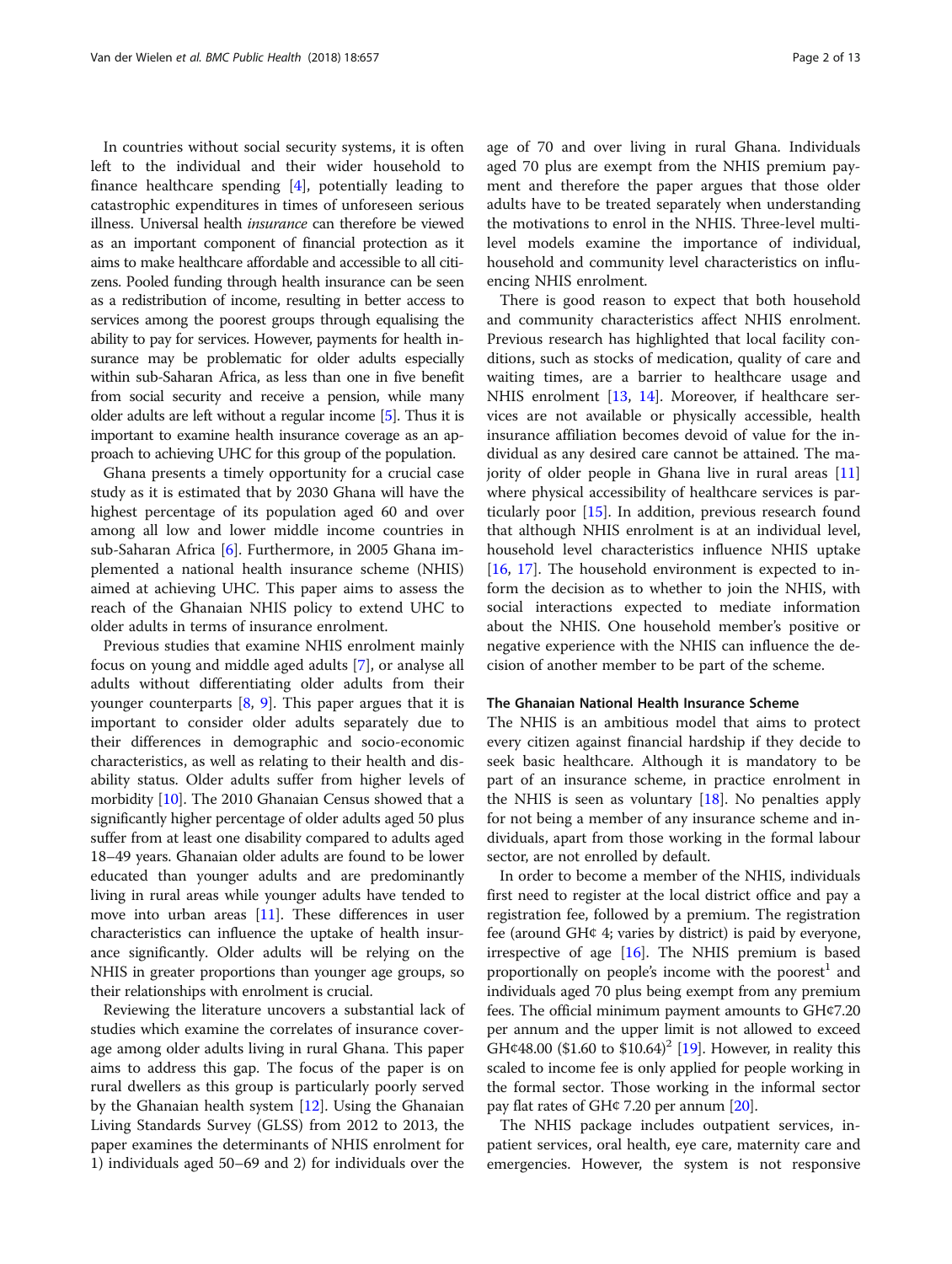In countries without social security systems, it is often left to the individual and their wider household to finance healthcare spending [4], potentially leading to catastrophic expenditures in times of unforeseen serious illness. Universal health *insurance* can therefore be viewed as an important component of financial protection as it aims to make healthcare affordable and accessible to all citizens. Pooled funding through health insurance can be seen as a redistribution of income, resulting in better access to services among the poorest groups through equalising the ability to pay for services. However, payments for health insurance may be problematic for older adults especially within sub-Saharan Africa, as less than one in five benefit from social security and receive a pension, while many older adults are left without a regular income [5]. Thus it is important to examine health insurance coverage as an approach to achieving UHC for this group of the population.

Ghana presents a timely opportunity for a crucial case study as it is estimated that by 2030 Ghana will have the highest percentage of its population aged 60 and over among all low and lower middle income countries in sub-Saharan Africa [6]. Furthermore, in 2005 Ghana implemented a national health insurance scheme (NHIS) aimed at achieving UHC. This paper aims to assess the reach of the Ghanaian NHIS policy to extend UHC to older adults in terms of insurance enrolment.

Previous studies that examine NHIS enrolment mainly focus on young and middle aged adults [7], or analyse all adults without differentiating older adults from their younger counterparts [8, 9]. This paper argues that it is important to consider older adults separately due to their differences in demographic and socio-economic characteristics, as well as relating to their health and disability status. Older adults suffer from higher levels of morbidity [10]. The 2010 Ghanaian Census showed that a significantly higher percentage of older adults aged 50 plus suffer from at least one disability compared to adults aged 18–49 years. Ghanaian older adults are found to be lower educated than younger adults and are predominantly living in rural areas while younger adults have tended to move into urban areas [11]. These differences in user characteristics can influence the uptake of health insurance significantly. Older adults will be relying on the NHIS in greater proportions than younger age groups, so their relationships with enrolment is crucial.

Reviewing the literature uncovers a substantial lack of studies which examine the correlates of insurance coverage among older adults living in rural Ghana. This paper aims to address this gap. The focus of the paper is on rural dwellers as this group is particularly poorly served by the Ghanaian health system [12]. Using the Ghanaian Living Standards Survey (GLSS) from 2012 to 2013, the paper examines the determinants of NHIS enrolment for 1) individuals aged 50–69 and 2) for individuals over the age of 70 and over living in rural Ghana. Individuals aged 70 plus are exempt from the NHIS premium payment and therefore the paper argues that those older adults have to be treated separately when understanding the motivations to enrol in the NHIS. Three-level multilevel models examine the importance of individual, household and community level characteristics on influencing NHIS enrolment.

There is good reason to expect that both household and community characteristics affect NHIS enrolment. Previous research has highlighted that local facility conditions, such as stocks of medication, quality of care and waiting times, are a barrier to healthcare usage and NHIS enrolment [13, 14]. Moreover, if healthcare services are not available or physically accessible, health insurance affiliation becomes devoid of value for the individual as any desired care cannot be attained. The majority of older people in Ghana live in rural areas [11] where physical accessibility of healthcare services is particularly poor [15]. In addition, previous research found that although NHIS enrolment is at an individual level, household level characteristics influence NHIS uptake [16, 17]. The household environment is expected to inform the decision as to whether to join the NHIS, with social interactions expected to mediate information about the NHIS. One household member's positive or negative experience with the NHIS can influence the decision of another member to be part of the scheme.

### The Ghanaian National Health Insurance Scheme

The NHIS is an ambitious model that aims to protect every citizen against financial hardship if they decide to seek basic healthcare. Although it is mandatory to be part of an insurance scheme, in practice enrolment in the NHIS is seen as voluntary [18]. No penalties apply for not being a member of any insurance scheme and individuals, apart from those working in the formal labour sector, are not enrolled by default.

In order to become a member of the NHIS, individuals first need to register at the local district office and pay a registration fee, followed by a premium. The registration fee (around GH¢ 4; varies by district) is paid by everyone, irrespective of age [16]. The NHIS premium is based proportionally on people's income with the poorest[1] and individuals aged 70 plus being exempt from any premium fees. The official minimum payment amounts to GH¢7.20 per annum and the upper limit is not allowed to exceed GH¢48.00 ($1.60 to $10.64)[2] [19]. However, in reality this scaled to income fee is only applied for people working in the formal sector. Those working in the informal sector pay flat rates of GH¢ 7.20 per annum [20].

The NHIS package includes outpatient services, inpatient services, oral health, eye care, maternity care and emergencies. However, the system is not responsive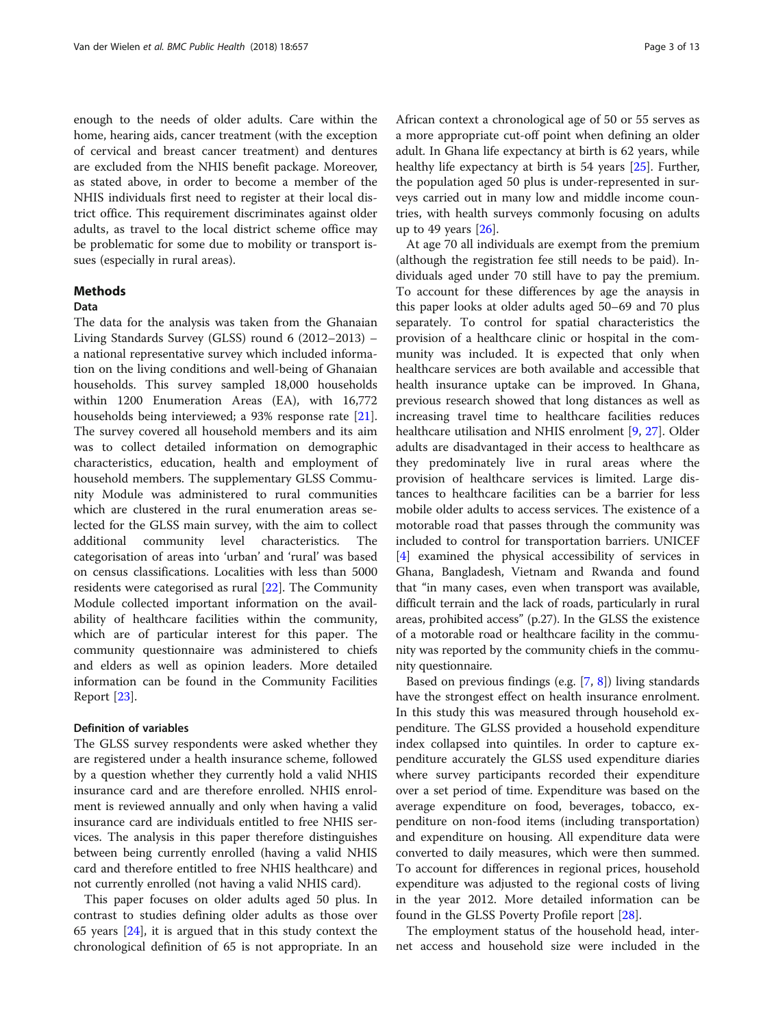enough to the needs of older adults. Care within the home, hearing aids, cancer treatment (with the exception of cervical and breast cancer treatment) and dentures are excluded from the NHIS benefit package. Moreover, as stated above, in order to become a member of the NHIS individuals first need to register at their local district office. This requirement discriminates against older adults, as travel to the local district scheme office may be problematic for some due to mobility or transport issues (especially in rural areas).

## Methods

### Data

The data for the analysis was taken from the Ghanaian Living Standards Survey (GLSS) round 6 (2012–2013) – a national representative survey which included information on the living conditions and well-being of Ghanaian households. This survey sampled 18,000 households within 1200 Enumeration Areas (EA), with 16,772 households being interviewed; a 93% response rate [21]. The survey covered all household members and its aim was to collect detailed information on demographic characteristics, education, health and employment of household members. The supplementary GLSS Community Module was administered to rural communities which are clustered in the rural enumeration areas selected for the GLSS main survey, with the aim to collect additional community level characteristics. The categorisation of areas into 'urban' and 'rural' was based on census classifications. Localities with less than 5000 residents were categorised as rural [22]. The Community Module collected important information on the availability of healthcare facilities within the community, which are of particular interest for this paper. The community questionnaire was administered to chiefs and elders as well as opinion leaders. More detailed information can be found in the Community Facilities Report [23].

### Definition of variables

The GLSS survey respondents were asked whether they are registered under a health insurance scheme, followed by a question whether they currently hold a valid NHIS insurance card and are therefore enrolled. NHIS enrolment is reviewed annually and only when having a valid insurance card are individuals entitled to free NHIS services. The analysis in this paper therefore distinguishes between being currently enrolled (having a valid NHIS card and therefore entitled to free NHIS healthcare) and not currently enrolled (not having a valid NHIS card).

This paper focuses on older adults aged 50 plus. In contrast to studies defining older adults as those over 65 years [24], it is argued that in this study context the chronological definition of 65 is not appropriate. In an African context a chronological age of 50 or 55 serves as a more appropriate cut-off point when defining an older adult. In Ghana life expectancy at birth is 62 years, while healthy life expectancy at birth is 54 years [25]. Further, the population aged 50 plus is under-represented in surveys carried out in many low and middle income countries, with health surveys commonly focusing on adults up to 49 years [26].

At age 70 all individuals are exempt from the premium (although the registration fee still needs to be paid). Individuals aged under 70 still have to pay the premium. To account for these differences by age the anaysis in this paper looks at older adults aged 50–69 and 70 plus separately. To control for spatial characteristics the provision of a healthcare clinic or hospital in the community was included. It is expected that only when healthcare services are both available and accessible that health insurance uptake can be improved. In Ghana, previous research showed that long distances as well as increasing travel time to healthcare facilities reduces healthcare utilisation and NHIS enrolment [9, 27]. Older adults are disadvantaged in their access to healthcare as they predominately live in rural areas where the provision of healthcare services is limited. Large distances to healthcare facilities can be a barrier for less mobile older adults to access services. The existence of a motorable road that passes through the community was included to control for transportation barriers. UNICEF [4] examined the physical accessibility of services in Ghana, Bangladesh, Vietnam and Rwanda and found that "in many cases, even when transport was available, difficult terrain and the lack of roads, particularly in rural areas, prohibited access" (p.27). In the GLSS the existence of a motorable road or healthcare facility in the community was reported by the community chiefs in the community questionnaire.

Based on previous findings (e.g. [7, 8]) living standards have the strongest effect on health insurance enrolment. In this study this was measured through household expenditure. The GLSS provided a household expenditure index collapsed into quintiles. In order to capture expenditure accurately the GLSS used expenditure diaries where survey participants recorded their expenditure over a set period of time. Expenditure was based on the average expenditure on food, beverages, tobacco, expenditure on non-food items (including transportation) and expenditure on housing. All expenditure data were converted to daily measures, which were then summed. To account for differences in regional prices, household expenditure was adjusted to the regional costs of living in the year 2012. More detailed information can be found in the GLSS Poverty Profile report [28].

The employment status of the household head, internet access and household size were included in the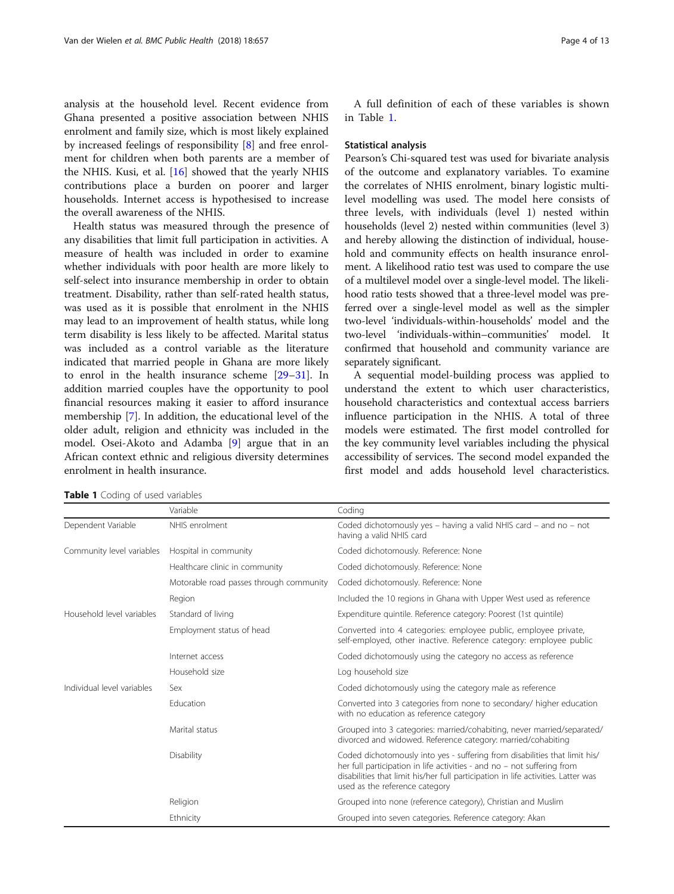analysis at the household level. Recent evidence from Ghana presented a positive association between NHIS enrolment and family size, which is most likely explained by increased feelings of responsibility [8] and free enrolment for children when both parents are a member of the NHIS. Kusi, et al. [16] showed that the yearly NHIS contributions place a burden on poorer and larger households. Internet access is hypothesised to increase the overall awareness of the NHIS.

Health status was measured through the presence of any disabilities that limit full participation in activities. A measure of health was included in order to examine whether individuals with poor health are more likely to self-select into insurance membership in order to obtain treatment. Disability, rather than self-rated health status, was used as it is possible that enrolment in the NHIS may lead to an improvement of health status, while long term disability is less likely to be affected. Marital status was included as a control variable as the literature indicated that married people in Ghana are more likely to enrol in the health insurance scheme [29–31]. In addition married couples have the opportunity to pool financial resources making it easier to afford insurance membership [7]. In addition, the educational level of the older adult, religion and ethnicity was included in the model. Osei-Akoto and Adamba [9] argue that in an African context ethnic and religious diversity determines enrolment in health insurance.

A full definition of each of these variables is shown in Table 1.

### Statistical analysis

Pearson's Chi-squared test was used for bivariate analysis of the outcome and explanatory variables. To examine the correlates of NHIS enrolment, binary logistic multilevel modelling was used. The model here consists of three levels, with individuals (level 1) nested within households (level 2) nested within communities (level 3) and hereby allowing the distinction of individual, household and community effects on health insurance enrolment. A likelihood ratio test was used to compare the use of a multilevel model over a single-level model. The likelihood ratio tests showed that a three-level model was preferred over a single-level model as well as the simpler two-level 'individuals-within-households' model and the two-level 'individuals-within–communities' model. It confirmed that household and community variance are separately significant.

A sequential model-building process was applied to understand the extent to which user characteristics, household characteristics and contextual access barriers influence participation in the NHIS. A total of three models were estimated. The first model controlled for the key community level variables including the physical accessibility of services. The second model expanded the first model and adds household level characteristics.

**Table 1** Coding of used variables

| | Variable | Coding |
|---|---|---|
| Dependent Variable | NHIS enrolment | Coded dichotomously yes – having a valid NHIS card – and no – not having a valid NHIS card |
| Community level variables | Hospital in community | Coded dichotomously. Reference: None |
| | Healthcare clinic in community | Coded dichotomously. Reference: None |
| | Motorable road passes through community | Coded dichotomously. Reference: None |
| | Region | Included the 10 regions in Ghana with Upper West used as reference |
| Household level variables | Standard of living | Expenditure quintile. Reference category: Poorest (1st quintile) |
| | Employment status of head | Converted into 4 categories: employee public, employee private, self-employed, other inactive. Reference category: employee public |
| | Internet access | Coded dichotomously using the category no access as reference |
| | Household size | Log household size |
| Individual level variables | Sex | Coded dichotomously using the category male as reference |
| | Education | Converted into 3 categories from none to secondary/ higher education with no education as reference category |
| | Marital status | Grouped into 3 categories: married/cohabiting, never married/separated/ divorced and widowed. Reference category: married/cohabiting |
| | Disability | Coded dichotomously into yes - suffering from disabilities that limit his/ her full participation in life activities - and no – not suffering from disabilities that limit his/her full participation in life activities. Latter was used as the reference category |
| | Religion | Grouped into none (reference category), Christian and Muslim |
| | Ethnicity | Grouped into seven categories. Reference category: Akan |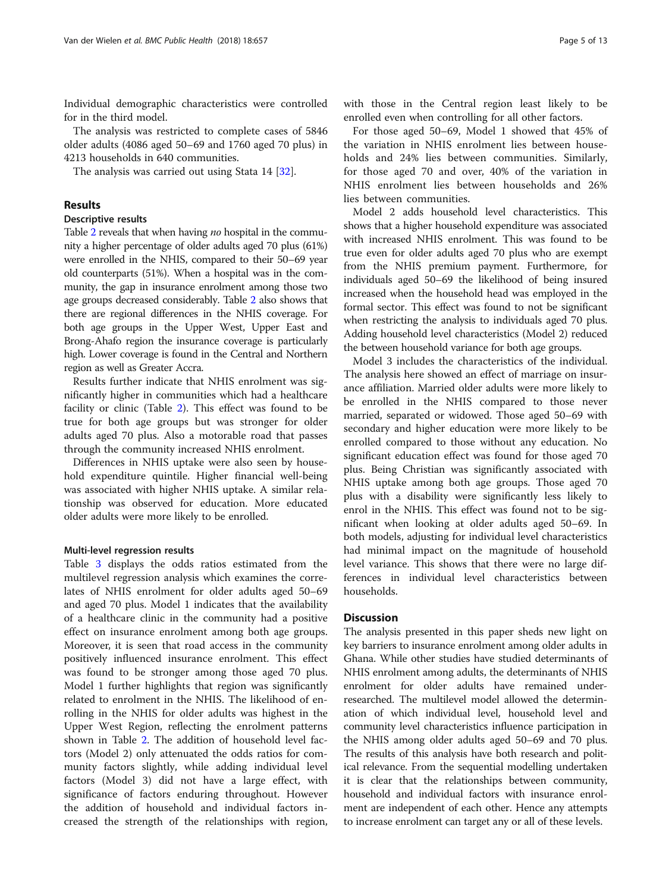Individual demographic characteristics were controlled for in the third model.

The analysis was restricted to complete cases of 5846 older adults (4086 aged 50–69 and 1760 aged 70 plus) in 4213 households in 640 communities.

The analysis was carried out using Stata 14 [32].

## Results

### Descriptive results

Table 2 reveals that when having *no* hospital in the community a higher percentage of older adults aged 70 plus (61%) were enrolled in the NHIS, compared to their 50–69 year old counterparts (51%). When a hospital was in the community, the gap in insurance enrolment among those two age groups decreased considerably. Table 2 also shows that there are regional differences in the NHIS coverage. For both age groups in the Upper West, Upper East and Brong-Ahafo region the insurance coverage is particularly high. Lower coverage is found in the Central and Northern region as well as Greater Accra.

Results further indicate that NHIS enrolment was significantly higher in communities which had a healthcare facility or clinic (Table 2). This effect was found to be true for both age groups but was stronger for older adults aged 70 plus. Also a motorable road that passes through the community increased NHIS enrolment.

Differences in NHIS uptake were also seen by household expenditure quintile. Higher financial well-being was associated with higher NHIS uptake. A similar relationship was observed for education. More educated older adults were more likely to be enrolled.

#### Multi-level regression results

Table 3 displays the odds ratios estimated from the multilevel regression analysis which examines the correlates of NHIS enrolment for older adults aged 50–69 and aged 70 plus. Model 1 indicates that the availability of a healthcare clinic in the community had a positive effect on insurance enrolment among both age groups. Moreover, it is seen that road access in the community positively influenced insurance enrolment. This effect was found to be stronger among those aged 70 plus. Model 1 further highlights that region was significantly related to enrolment in the NHIS. The likelihood of enrolling in the NHIS for older adults was highest in the Upper West Region, reflecting the enrolment patterns shown in Table 2. The addition of household level factors (Model 2) only attenuated the odds ratios for community factors slightly, while adding individual level factors (Model 3) did not have a large effect, with significance of factors enduring throughout. However the addition of household and individual factors increased the strength of the relationships with region, with those in the Central region least likely to be enrolled even when controlling for all other factors.

For those aged 50–69, Model 1 showed that 45% of the variation in NHIS enrolment lies between households and 24% lies between communities. Similarly, for those aged 70 and over, 40% of the variation in NHIS enrolment lies between households and 26% lies between communities.

Model 2 adds household level characteristics. This shows that a higher household expenditure was associated with increased NHIS enrolment. This was found to be true even for older adults aged 70 plus who are exempt from the NHIS premium payment. Furthermore, for individuals aged 50–69 the likelihood of being insured increased when the household head was employed in the formal sector. This effect was found to not be significant when restricting the analysis to individuals aged 70 plus. Adding household level characteristics (Model 2) reduced the between household variance for both age groups.

Model 3 includes the characteristics of the individual. The analysis here showed an effect of marriage on insurance affiliation. Married older adults were more likely to be enrolled in the NHIS compared to those never married, separated or widowed. Those aged 50–69 with secondary and higher education were more likely to be enrolled compared to those without any education. No significant education effect was found for those aged 70 plus. Being Christian was significantly associated with NHIS uptake among both age groups. Those aged 70 plus with a disability were significantly less likely to enrol in the NHIS. This effect was found not to be significant when looking at older adults aged 50–69. In both models, adjusting for individual level characteristics had minimal impact on the magnitude of household level variance. This shows that there were no large differences in individual level characteristics between households.

## Discussion

The analysis presented in this paper sheds new light on key barriers to insurance enrolment among older adults in Ghana. While other studies have studied determinants of NHIS enrolment among adults, the determinants of NHIS enrolment for older adults have remained under-researched. The multilevel model allowed the determination of which individual level, household level and community level characteristics influence participation in the NHIS among older adults aged 50–69 and 70 plus. The results of this analysis have both research and political relevance. From the sequential modelling undertaken it is clear that the relationships between community, household and individual factors with insurance enrolment are independent of each other. Hence any attempts to increase enrolment can target any or all of these levels.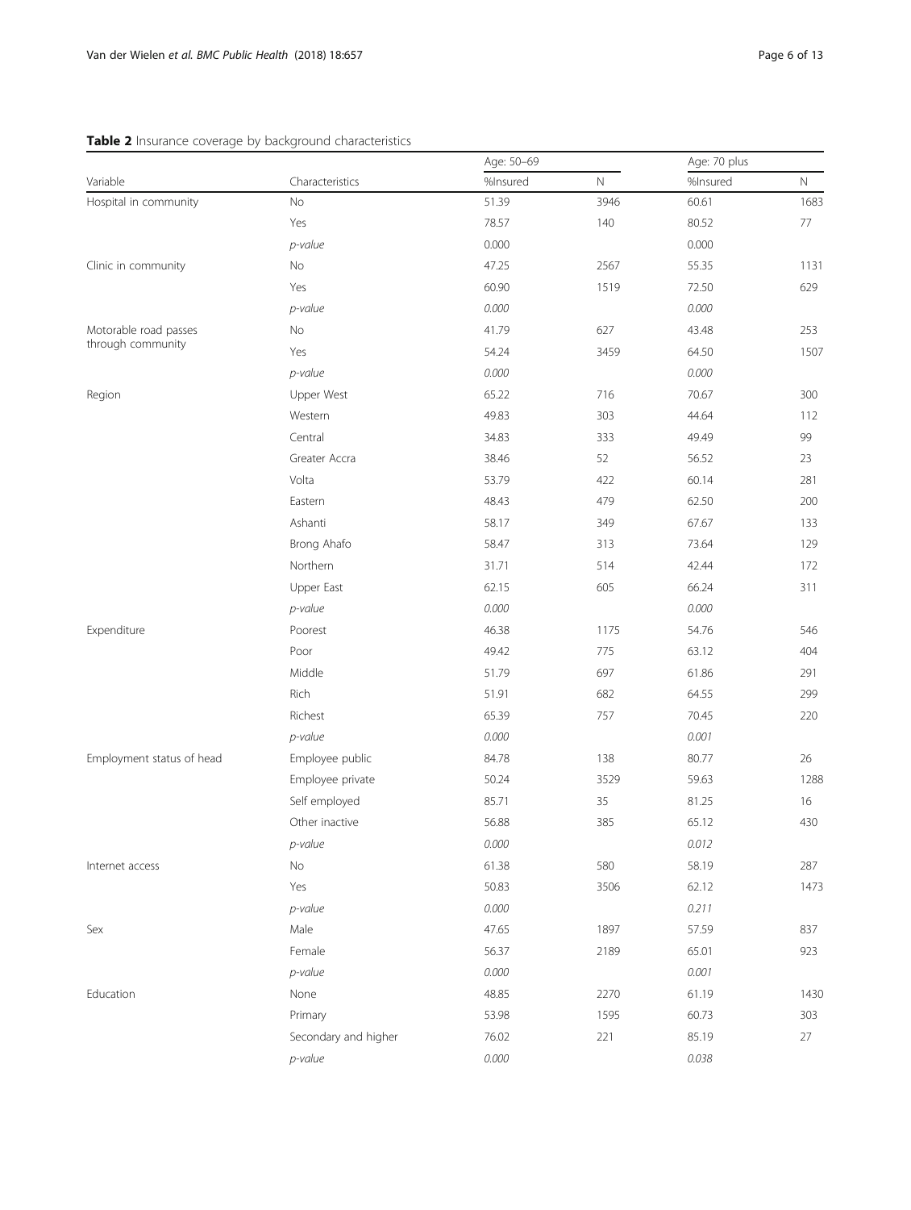**Table 2** Insurance coverage by background characteristics

| Variable | Characteristics | Age: 50–69 | | Age: 70 plus | |
|---|---|---|---|---|---|
| | | %Insured | N | %Insured | N |
| Hospital in community | No | 51.39 | 3946 | 60.61 | 1683 |
| | Yes | 78.57 | 140 | 80.52 | 77 |
| | *p-value* | 0.000 | | 0.000 | |
| Clinic in community | No | 47.25 | 2567 | 55.35 | 1131 |
| | Yes | 60.90 | 1519 | 72.50 | 629 |
| | *p-value* | *0.000* | | *0.000* | |
| Motorable road passes through community | No | 41.79 | 627 | 43.48 | 253 |
| | Yes | 54.24 | 3459 | 64.50 | 1507 |
| | *p-value* | *0.000* | | *0.000* | |
| Region | Upper West | 65.22 | 716 | 70.67 | 300 |
| | Western | 49.83 | 303 | 44.64 | 112 |
| | Central | 34.83 | 333 | 49.49 | 99 |
| | Greater Accra | 38.46 | 52 | 56.52 | 23 |
| | Volta | 53.79 | 422 | 60.14 | 281 |
| | Eastern | 48.43 | 479 | 62.50 | 200 |
| | Ashanti | 58.17 | 349 | 67.67 | 133 |
| | Brong Ahafo | 58.47 | 313 | 73.64 | 129 |
| | Northern | 31.71 | 514 | 42.44 | 172 |
| | Upper East | 62.15 | 605 | 66.24 | 311 |
| | *p-value* | *0.000* | | *0.000* | |
| Expenditure | Poorest | 46.38 | 1175 | 54.76 | 546 |
| | Poor | 49.42 | 775 | 63.12 | 404 |
| | Middle | 51.79 | 697 | 61.86 | 291 |
| | Rich | 51.91 | 682 | 64.55 | 299 |
| | Richest | 65.39 | 757 | 70.45 | 220 |
| | *p-value* | *0.000* | | *0.001* | |
| Employment status of head | Employee public | 84.78 | 138 | 80.77 | 26 |
| | Employee private | 50.24 | 3529 | 59.63 | 1288 |
| | Self employed | 85.71 | 35 | 81.25 | 16 |
| | Other inactive | 56.88 | 385 | 65.12 | 430 |
| | *p-value* | *0.000* | | *0.012* | |
| Internet access | No | 61.38 | 580 | 58.19 | 287 |
| | Yes | 50.83 | 3506 | 62.12 | 1473 |
| | *p-value* | *0.000* | | *0.211* | |
| Sex | Male | 47.65 | 1897 | 57.59 | 837 |
| | Female | 56.37 | 2189 | 65.01 | 923 |
| | *p-value* | *0.000* | | *0.001* | |
| Education | None | 48.85 | 2270 | 61.19 | 1430 |
| | Primary | 53.98 | 1595 | 60.73 | 303 |
| | Secondary and higher | 76.02 | 221 | 85.19 | 27 |
| | *p-value* | *0.000* | | *0.038* | |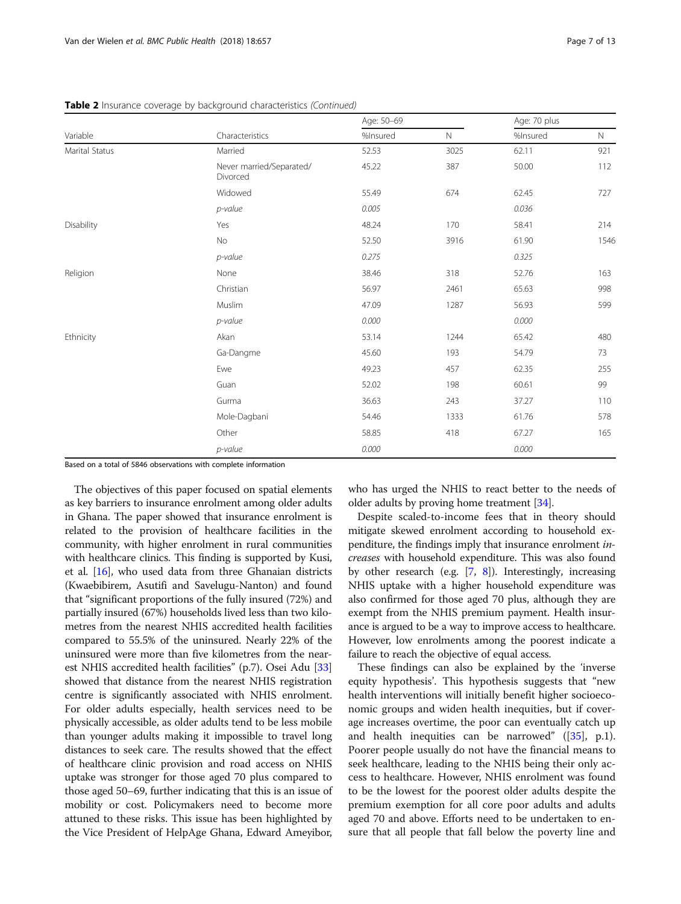**Table 2** Insurance coverage by background characteristics *(Continued)*

| Variable | Characteristics | Age: 50–69 | | Age: 70 plus | |
|---|---|---|---|---|---|
| | | %Insured | N | %Insured | N |
| Marital Status | Married | 52.53 | 3025 | 62.11 | 921 |
| | Never married/Separated/ Divorced | 45.22 | 387 | 50.00 | 112 |
| | Widowed | 55.49 | 674 | 62.45 | 727 |
| | *p-value* | *0.005* | | *0.036* | |
| Disability | Yes | 48.24 | 170 | 58.41 | 214 |
| | No | 52.50 | 3916 | 61.90 | 1546 |
| | *p-value* | *0.275* | | *0.325* | |
| Religion | None | 38.46 | 318 | 52.76 | 163 |
| | Christian | 56.97 | 2461 | 65.63 | 998 |
| | Muslim | 47.09 | 1287 | 56.93 | 599 |
| | *p-value* | *0.000* | | *0.000* | |
| Ethnicity | Akan | 53.14 | 1244 | 65.42 | 480 |
| | Ga-Dangme | 45.60 | 193 | 54.79 | 73 |
| | Ewe | 49.23 | 457 | 62.35 | 255 |
| | Guan | 52.02 | 198 | 60.61 | 99 |
| | Gurma | 36.63 | 243 | 37.27 | 110 |
| | Mole-Dagbani | 54.46 | 1333 | 61.76 | 578 |
| | Other | 58.85 | 418 | 67.27 | 165 |
| | *p-value* | *0.000* | | *0.000* | |

Based on a total of 5846 observations with complete information

The objectives of this paper focused on spatial elements as key barriers to insurance enrolment among older adults in Ghana. The paper showed that insurance enrolment is related to the provision of healthcare facilities in the community, with higher enrolment in rural communities with healthcare clinics. This finding is supported by Kusi, et al. [16], who used data from three Ghanaian districts (Kwaebibirem, Asutifi and Savelugu-Nanton) and found that "significant proportions of the fully insured (72%) and partially insured (67%) households lived less than two kilometres from the nearest NHIS accredited health facilities compared to 55.5% of the uninsured. Nearly 22% of the uninsured were more than five kilometres from the nearest NHIS accredited health facilities" (p.7). Osei Adu [33] showed that distance from the nearest NHIS registration centre is significantly associated with NHIS enrolment. For older adults especially, health services need to be physically accessible, as older adults tend to be less mobile than younger adults making it impossible to travel long distances to seek care. The results showed that the effect of healthcare clinic provision and road access on NHIS uptake was stronger for those aged 70 plus compared to those aged 50–69, further indicating that this is an issue of mobility or cost. Policymakers need to become more attuned to these risks. This issue has been highlighted by the Vice President of HelpAge Ghana, Edward Ameyibor, who has urged the NHIS to react better to the needs of older adults by proving home treatment [34].

Despite scaled-to-income fees that in theory should mitigate skewed enrolment according to household expenditure, the findings imply that insurance enrolment *increases* with household expenditure. This was also found by other research (e.g. [7, 8]). Interestingly, increasing NHIS uptake with a higher household expenditure was also confirmed for those aged 70 plus, although they are exempt from the NHIS premium payment. Health insurance is argued to be a way to improve access to healthcare. However, low enrolments among the poorest indicate a failure to reach the objective of equal access.

These findings can also be explained by the 'inverse equity hypothesis'. This hypothesis suggests that "new health interventions will initially benefit higher socioeconomic groups and widen health inequities, but if coverage increases overtime, the poor can eventually catch up and health inequities can be narrowed" ([35], p.1). Poorer people usually do not have the financial means to seek healthcare, leading to the NHIS being their only access to healthcare. However, NHIS enrolment was found to be the lowest for the poorest older adults despite the premium exemption for all core poor adults and adults aged 70 and above. Efforts need to be undertaken to ensure that all people that fall below the poverty line and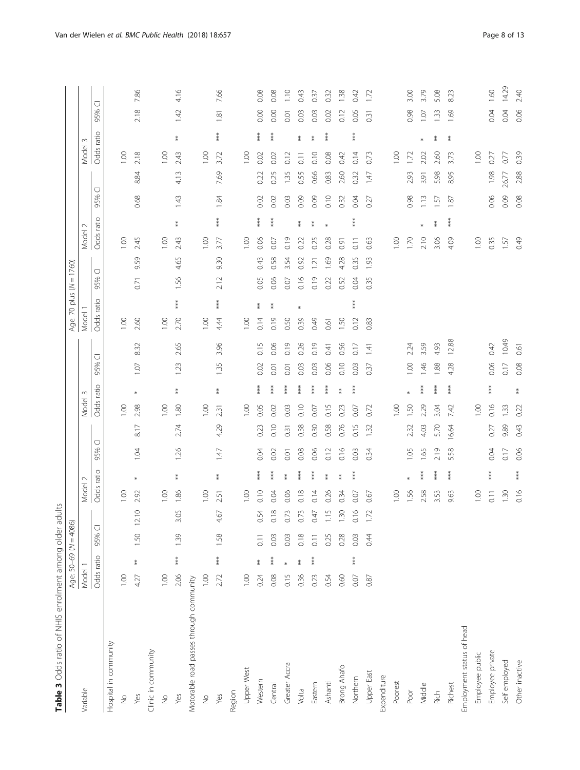**Table 3** Odds ratio of NHIS enrolment among older adults

| Variable | Age: 50–69 (N = 4086) | | | | | | | | | | | | Age: 70 plus (N = 1760) | | | | | | | | | | | |
|---|---|---|---|---|---|---|---|---|---|---|---|---|---|---|---|---|---|---|---|---|---|---|---|---|
| | Model 1 | | | | Model 2 | | | | Model 3 | | | | Model 1 | | | | Model 2 | | | | Model 3 | | | |
| | Odds ratio | | 95% CI | | Odds ratio | | 95% CI | | Odds ratio | | 95% CI | | Odds ratio | | 95% CI | | Odds ratio | | 95% CI | | Odds ratio | | 95% CI | |
| Hospital in community | | | | | | | | | | | | | | | | | | | | | | | | |
| No | 1.00 | | | | 1.00 | | | | 1.00 | | | | 1.00 | | | | 1.00 | | | | 1.00 | | | |
| Yes | 4.27 | ** | 1.50 | 12.10 | 2.92 | * | 1.04 | 8.17 | 2.98 | * | 1.07 | 8.32 | 2.60 | | 0.71 | 9.59 | 2.45 | | 0.68 | 8.84 | 2.18 | | 2.18 | 7.86 |
| Clinic in community | | | | | | | | | | | | | | | | | | | | | | | | |
| No | 1.00 | | | | 1.00 | | | | 1.00 | | | | 1.00 | | | | 1.00 | | | | 1.00 | | | |
| Yes | 2.06 | *** | 1.39 | 3.05 | 1.86 | ** | 1.26 | 2.74 | 1.80 | ** | 1.23 | 2.65 | 2.70 | *** | 1.56 | 4.65 | 2.43 | ** | 1.43 | 4.13 | 2.43 | ** | 1.42 | 4.16 |
| Motorable road passes through community | | | | | | | | | | | | | | | | | | | | | | | | |
| No | 1.00 | | | | 1.00 | | | | 1.00 | | | | 1.00 | | | | 1.00 | | | | 1.00 | | | |
| Yes | 2.72 | *** | 1.58 | 4.67 | 2.51 | ** | 1.47 | 4.29 | 2.31 | ** | 1.35 | 3.96 | 4.44 | *** | 2.12 | 9.30 | 3.77 | *** | 1.84 | 7.69 | 3.72 | *** | 1.81 | 7.66 |
| Region | | | | | | | | | | | | | | | | | | | | | | | | |
| Upper West | 1.00 | | | | 1.00 | | | | 1.00 | | | | 1.00 | | | | 1.00 | | | | 1.00 | | | |
| Western | 0.24 | ** | 0.11 | 0.54 | 0.10 | *** | 0.04 | 0.23 | 0.05 | *** | 0.02 | 0.15 | 0.14 | ** | 0.05 | 0.43 | 0.06 | *** | 0.02 | 0.22 | 0.02 | *** | 0.00 | 0.08 |
| Central | 0.08 | *** | 0.03 | 0.18 | 0.04 | *** | 0.02 | 0.10 | 0.02 | *** | 0.01 | 0.06 | 0.19 | ** | 0.06 | 0.58 | 0.07 | *** | 0.02 | 0.25 | 0.02 | *** | 0.00 | 0.08 |
| Greater Accra | 0.15 | * | 0.03 | 0.73 | 0.06 | ** | 0.01 | 0.31 | 0.03 | *** | 0.01 | 0.19 | 0.50 | | 0.07 | 3.54 | 0.19 | | 0.03 | 1.35 | 0.12 | | 0.01 | 1.10 |
| Volta | 0.36 | ** | 0.18 | 0.73 | 0.18 | *** | 0.08 | 0.38 | 0.10 | *** | 0.03 | 0.26 | 0.39 | * | 0.16 | 0.92 | 0.22 | ** | 0.09 | 0.55 | 0.11 | ** | 0.03 | 0.43 |
| Eastern | 0.23 | *** | 0.11 | 0.47 | 0.14 | *** | 0.06 | 0.30 | 0.07 | *** | 0.03 | 0.19 | 0.49 | | 0.19 | 1.21 | 0.25 | ** | 0.09 | 0.66 | 0.10 | ** | 0.03 | 0.37 |
| Ashanti | 0.54 | | 0.25 | 1.15 | 0.26 | ** | 0.12 | 0.58 | 0.15 | *** | 0.06 | 0.41 | 0.61 | | 0.22 | 1.69 | 0.28 | * | 0.10 | 0.83 | 0.08 | *** | 0.02 | 0.32 |
| Brong Ahafo | 0.60 | | 0.28 | 1.30 | 0.34 | ** | 0.16 | 0.76 | 0.23 | ** | 0.10 | 0.56 | 1.50 | | 0.52 | 4.28 | 0.91 | | 0.32 | 2.60 | 0.42 | | 0.12 | 1.38 |
| Northern | 0.07 | *** | 0.03 | 0.16 | 0.07 | *** | 0.03 | 0.15 | 0.07 | *** | 0.03 | 0.17 | 0.12 | *** | 0.04 | 0.35 | 0.11 | *** | 0.04 | 0.32 | 0.14 | *** | 0.05 | 0.42 |
| Upper East | 0.87 | | 0.44 | 1.72 | 0.67 | | 0.34 | 1.32 | 0.72 | | 0.37 | 1.41 | 0.83 | | 0.35 | 1.93 | 0.63 | | 0.27 | 1.47 | 0.73 | | 0.31 | 1.72 |
| Expenditure | | | | | | | | | | | | | | | | | | | | | | | | |
| Poorest | | | | | 1.00 | | | | 1.00 | | | | | | | | 1.00 | | | | 1.00 | | | |
| Poor | | | | | 1.56 | * | 1.05 | 2.32 | 1.50 | * | 1.00 | 2.24 | | | | | 1.70 | | 0.98 | 2.93 | 1.72 | | 0.98 | 3.00 |
| Middle | | | | | 2.58 | *** | 1.65 | 4.03 | 2.29 | *** | 1.46 | 3.59 | | | | | 2.10 | * | 1.13 | 3.91 | 2.02 | * | 1.07 | 3.79 |
| Rich | | | | | 3.53 | *** | 2.19 | 5.70 | 3.04 | *** | 1.88 | 4.93 | | | | | 3.06 | ** | 1.57 | 5.98 | 2.60 | ** | 1.33 | 5.08 |
| Richest | | | | | 9.63 | *** | 5.58 | 16.64 | 7.42 | *** | 4.28 | 12.88 | | | | | 4.09 | *** | 1.87 | 8.95 | 3.73 | ** | 1.69 | 8.23 |
| Employment status of head | | | | | | | | | | | | | | | | | | | | | | | | |
| Employee public | | | | | | | | | 1.00 | | | | | | | | | | | | 1.00 | | | |
| Employee private | | | | | | | | | 0.16 | *** | 0.06 | 0.42 | | | | | | | | | 0.27 | | 0.04 | 1.60 |
| Self employed | | | | | | | | | 1.33 | | 0.17 | 10.49 | | | | | | | | | 0.77 | | 0.04 | 14.29 |
| Other inactive | | | | | | | | | 0.22 | ** | 0.08 | 0.61 | | | | | | | | | 0.39 | | 0.06 | 2.40 |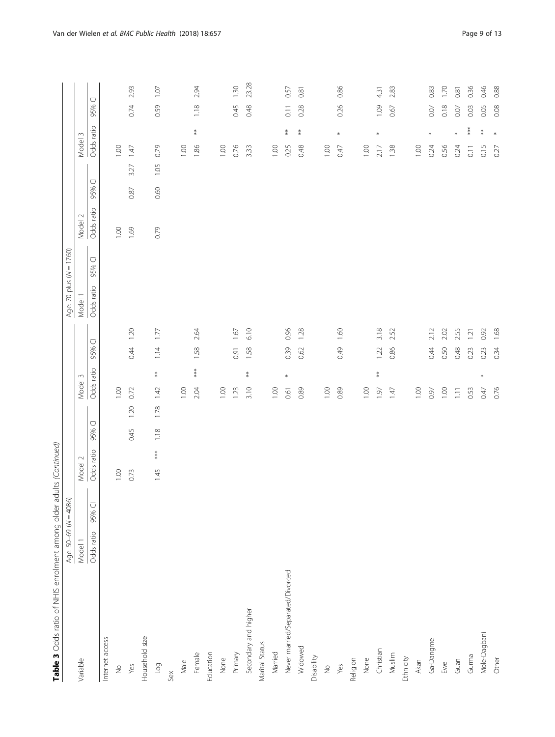**Table 3** Odds ratio of NHIS enrolment among older adults *(Continued)*

| Variable | Age: 50–69 (N = 4086) | | | | | | | | | | | | Age: 70 plus (N = 1760) | | | | | | | | | | | |
|---|---|---|---|---|---|---|---|---|---|---|---|---|---|---|---|---|---|---|---|---|---|---|---|---|
| | Model 1 | | | | Model 2 | | | | Model 3 | | | | Model 1 | | | | Model 2 | | | | Model 3 | | | |
| | Odds ratio | | 95% CI | | Odds ratio | | 95% CI | | Odds ratio | | 95% CI | | Odds ratio | | 95% CI | | Odds ratio | | 95% CI | | Odds ratio | | 95% CI | |
| Internet access | | | | | | | | | | | | | | | | | | | | | | | | |
| No | | | | | 1.00 | | | | 1.00 | | | | | | | | 1.00 | | | | 1.00 | | | |
| Yes | | | | | 0.73 | | 0.45 | 1.20 | 0.72 | | 0.44 | 1.20 | | | | | 1.69 | | 0.87 | 3.27 | 1.47 | | 0.74 | 2.93 |
| Household size | | | | | | | | | | | | | | | | | | | | | | | | |
| Log | | | | | 1.45 | *** | 1.18 | 1.78 | 1.42 | ** | 1.14 | 1.77 | | | | | 0.79 | | 0.60 | 1.05 | 0.79 | | 0.59 | 1.07 |
| Sex | | | | | | | | | | | | | | | | | | | | | | | | |
| Male | | | | | | | | | 1.00 | | | | | | | | | | | | 1.00 | | | |
| Female | | | | | | | | | 2.04 | *** | 1.58 | 2.64 | | | | | | | | | 1.86 | ** | 1.18 | 2.94 |
| Education | | | | | | | | | | | | | | | | | | | | | | | | |
| None | | | | | | | | | 1.00 | | | | | | | | | | | | 1.00 | | | |
| Primary | | | | | | | | | 1.23 | | 0.91 | 1.67 | | | | | | | | | 0.76 | | 0.45 | 1.30 |
| Secondary and higher | | | | | | | | | 3.10 | ** | 1.58 | 6.10 | | | | | | | | | 3.33 | | 0.48 | 23.28 |
| Marital Status | | | | | | | | | | | | | | | | | | | | | | | | |
| Married | | | | | | | | | 1.00 | | | | | | | | | | | | 1.00 | | | |
| Never married/Separated/Divorced | | | | | | | | | 0.61 | * | 0.39 | 0.96 | | | | | | | | | 0.25 | ** | 0.11 | 0.57 |
| Widowed | | | | | | | | | 0.89 | | 0.62 | 1.28 | | | | | | | | | 0.48 | ** | 0.28 | 0.81 |
| Disability | | | | | | | | | | | | | | | | | | | | | | | | |
| No | | | | | | | | | 1.00 | | | | | | | | | | | | 1.00 | | | |
| Yes | | | | | | | | | 0.89 | | 0.49 | 1.60 | | | | | | | | | 0.47 | * | 0.26 | 0.86 |
| Religion | | | | | | | | | | | | | | | | | | | | | | | | |
| None | | | | | | | | | 1.00 | | | | | | | | | | | | 1.00 | | | |
| Christian | | | | | | | | | 1.97 | ** | 1.22 | 3.18 | | | | | | | | | 2.17 | * | 1.09 | 4.31 |
| Muslim | | | | | | | | | 1.47 | | 0.86 | 2.52 | | | | | | | | | 1.38 | | 0.67 | 2.83 |
| Ethnicity | | | | | | | | | | | | | | | | | | | | | | | | |
| Akan | | | | | | | | | 1.00 | | | | | | | | | | | | 1.00 | | | |
| Ga-Dangme | | | | | | | | | 0.97 | | 0.44 | 2.12 | | | | | | | | | 0.24 | * | 0.07 | 0.83 |
| Ewe | | | | | | | | | 1.00 | | 0.50 | 2.02 | | | | | | | | | 0.56 | | 0.18 | 1.70 |
| Guan | | | | | | | | | 1.11 | | 0.48 | 2.55 | | | | | | | | | 0.24 | * | 0.07 | 0.81 |
| Gurma | | | | | | | | | 0.53 | | 0.23 | 1.21 | | | | | | | | | 0.11 | *** | 0.03 | 0.36 |
| Mole-Dagbani | | | | | | | | | 0.47 | * | 0.23 | 0.92 | | | | | | | | | 0.15 | ** | 0.05 | 0.46 |
| Other | | | | | | | | | 0.76 | | 0.34 | 1.68 | | | | | | | | | 0.27 | * | 0.08 | 0.88 |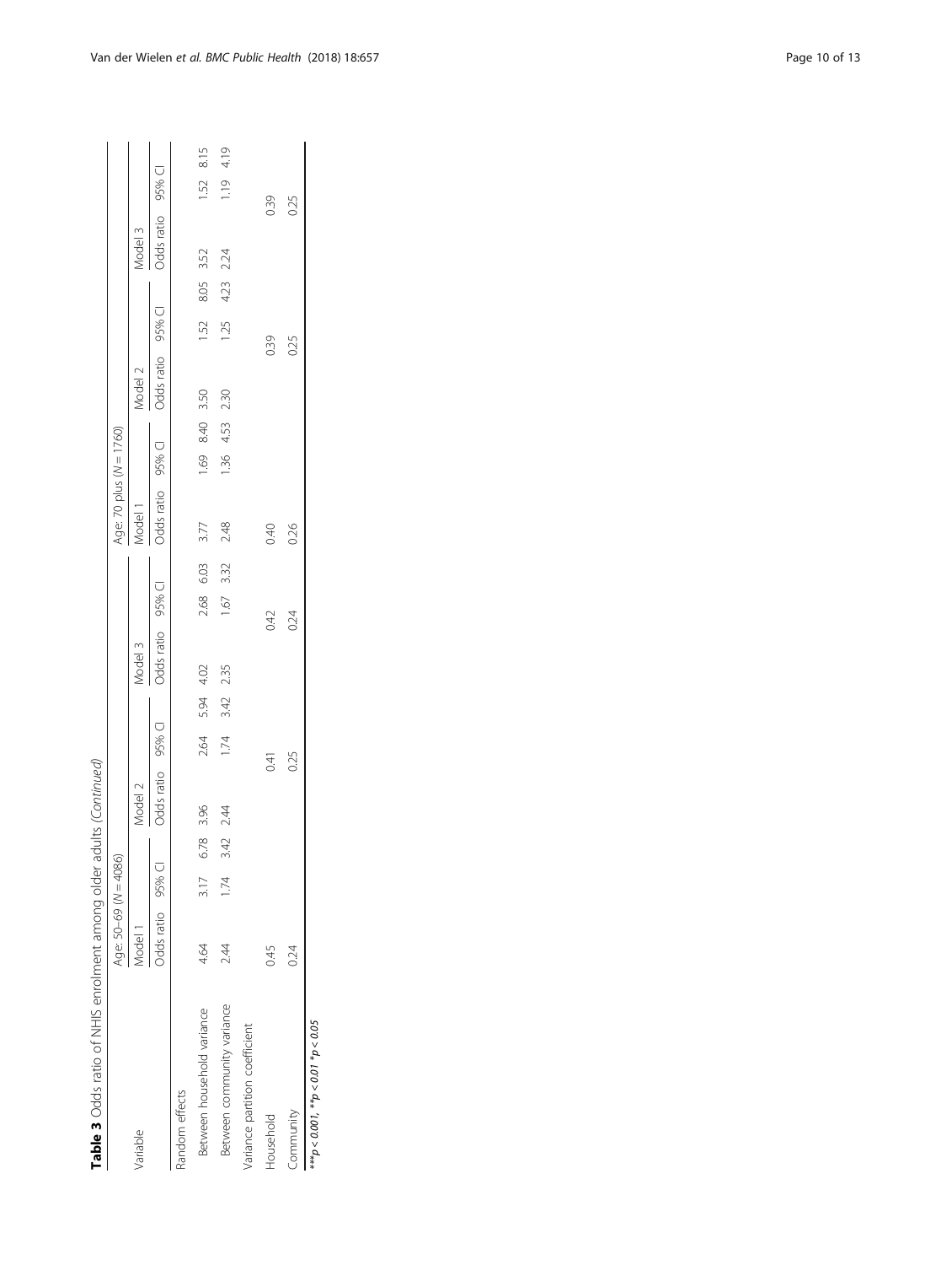**Table 3** Odds ratio of NHIS enrolment among older adults *(Continued)*

| Variable | Age: 50–69 (N = 4086) | | | | | | | | | Age: 70 plus (N = 1760) | | | | | | | | |
|---|---|---|---|---|---|---|---|---|---|---|---|---|---|---|---|---|---|---|
| | Model 1 | | | Model 2 | | | Model 3 | | | Model 1 | | | Model 2 | | | Model 3 | | |
| | Odds ratio | 95% CI | | Odds ratio | 95% CI | | Odds ratio | 95% CI | | Odds ratio | 95% CI | | Odds ratio | 95% CI | | Odds ratio | 95% CI | |
| Random effects | | | | | | | | | | | | | | | | | | |
| Between household variance | 4.64 | 3.17 | 6.78 | 3.96 | 2.64 | 5.94 | 4.02 | 2.68 | 6.03 | 3.77 | 1.69 | 8.40 | 3.50 | 1.52 | 8.05 | 3.52 | 1.52 | 8.15 |
| Between community variance | 2.44 | 1.74 | 3.42 | 2.44 | 1.74 | 3.42 | 2.35 | 1.67 | 3.32 | 2.48 | 1.36 | 4.53 | 2.30 | 1.25 | 4.23 | 2.24 | 1.19 | 4.19 |
| Variance partition coefficient | | | | | | | | | | | | | | | | | | |
| Household | 0.45 | | | 0.41 | | | 0.42 | | | 0.40 | | | 0.39 | | | 0.39 | | |
| Community | 0.24 | | | 0.25 | | | 0.24 | | | 0.26 | | | 0.25 | | | 0.25 | | |

****p* < 0.001, ***p* < 0.01 **p* < 0.05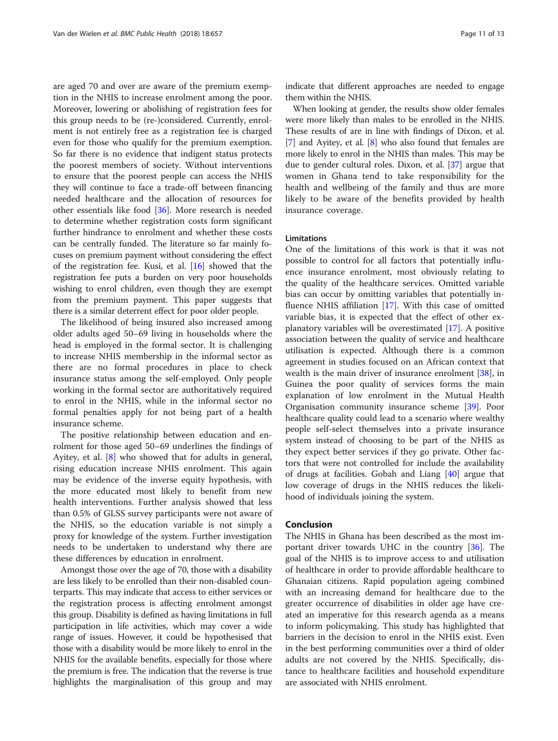are aged 70 and over are aware of the premium exemption in the NHIS to increase enrolment among the poor. Moreover, lowering or abolishing of registration fees for this group needs to be (re-)considered. Currently, enrolment is not entirely free as a registration fee is charged even for those who qualify for the premium exemption. So far there is no evidence that indigent status protects the poorest members of society. Without interventions to ensure that the poorest people can access the NHIS they will continue to face a trade-off between financing needed healthcare and the allocation of resources for other essentials like food [36]. More research is needed to determine whether registration costs form significant further hindrance to enrolment and whether these costs can be centrally funded. The literature so far mainly focuses on premium payment without considering the effect of the registration fee. Kusi, et al. [16] showed that the registration fee puts a burden on very poor households wishing to enrol children, even though they are exempt from the premium payment. This paper suggests that there is a similar deterrent effect for poor older people.

The likelihood of being insured also increased among older adults aged 50–69 living in households where the head is employed in the formal sector. It is challenging to increase NHIS membership in the informal sector as there are no formal procedures in place to check insurance status among the self-employed. Only people working in the formal sector are authoritatively required to enrol in the NHIS, while in the informal sector no formal penalties apply for not being part of a health insurance scheme.

The positive relationship between education and enrolment for those aged 50–69 underlines the findings of Ayitey, et al. [8] who showed that for adults in general, rising education increase NHIS enrolment. This again may be evidence of the inverse equity hypothesis, with the more educated most likely to benefit from new health interventions. Further analysis showed that less than 0.5% of GLSS survey participants were not aware of the NHIS, so the education variable is not simply a proxy for knowledge of the system. Further investigation needs to be undertaken to understand why there are these differences by education in enrolment.

Amongst those over the age of 70, those with a disability are less likely to be enrolled than their non-disabled counterparts. This may indicate that access to either services or the registration process is affecting enrolment amongst this group. Disability is defined as having limitations in full participation in life activities, which may cover a wide range of issues. However, it could be hypothesised that those with a disability would be more likely to enrol in the NHIS for the available benefits, especially for those where the premium is free. The indication that the reverse is true highlights the marginalisation of this group and may indicate that different approaches are needed to engage them within the NHIS.

When looking at gender, the results show older females were more likely than males to be enrolled in the NHIS. These results of are in line with findings of Dixon, et al. [7] and Ayitey, et al. [8] who also found that females are more likely to enrol in the NHIS than males. This may be due to gender cultural roles. Dixon, et al. [37] argue that women in Ghana tend to take responsibility for the health and wellbeing of the family and thus are more likely to be aware of the benefits provided by health insurance coverage.

### Limitations

One of the limitations of this work is that it was not possible to control for all factors that potentially influence insurance enrolment, most obviously relating to the quality of the healthcare services. Omitted variable bias can occur by omitting variables that potentially influence NHIS affiliation [17]. With this case of omitted variable bias, it is expected that the effect of other explanatory variables will be overestimated [17]. A positive association between the quality of service and healthcare utilisation is expected. Although there is a common agreement in studies focused on an African context that wealth is the main driver of insurance enrolment [38], in Guinea the poor quality of services forms the main explanation of low enrolment in the Mutual Health Organisation community insurance scheme [39]. Poor healthcare quality could lead to a scenario where wealthy people self-select themselves into a private insurance system instead of choosing to be part of the NHIS as they expect better services if they go private. Other factors that were not controlled for include the availability of drugs at facilities. Gobah and Liang [40] argue that low coverage of drugs in the NHIS reduces the likelihood of individuals joining the system.

## Conclusion

The NHIS in Ghana has been described as the most important driver towards UHC in the country [36]. The goal of the NHIS is to improve access to and utilisation of healthcare in order to provide affordable healthcare to Ghanaian citizens. Rapid population ageing combined with an increasing demand for healthcare due to the greater occurrence of disabilities in older age have created an imperative for this research agenda as a means to inform policymaking. This study has highlighted that barriers in the decision to enrol in the NHIS exist. Even in the best performing communities over a third of older adults are not covered by the NHIS. Specifically, distance to healthcare facilities and household expenditure are associated with NHIS enrolment.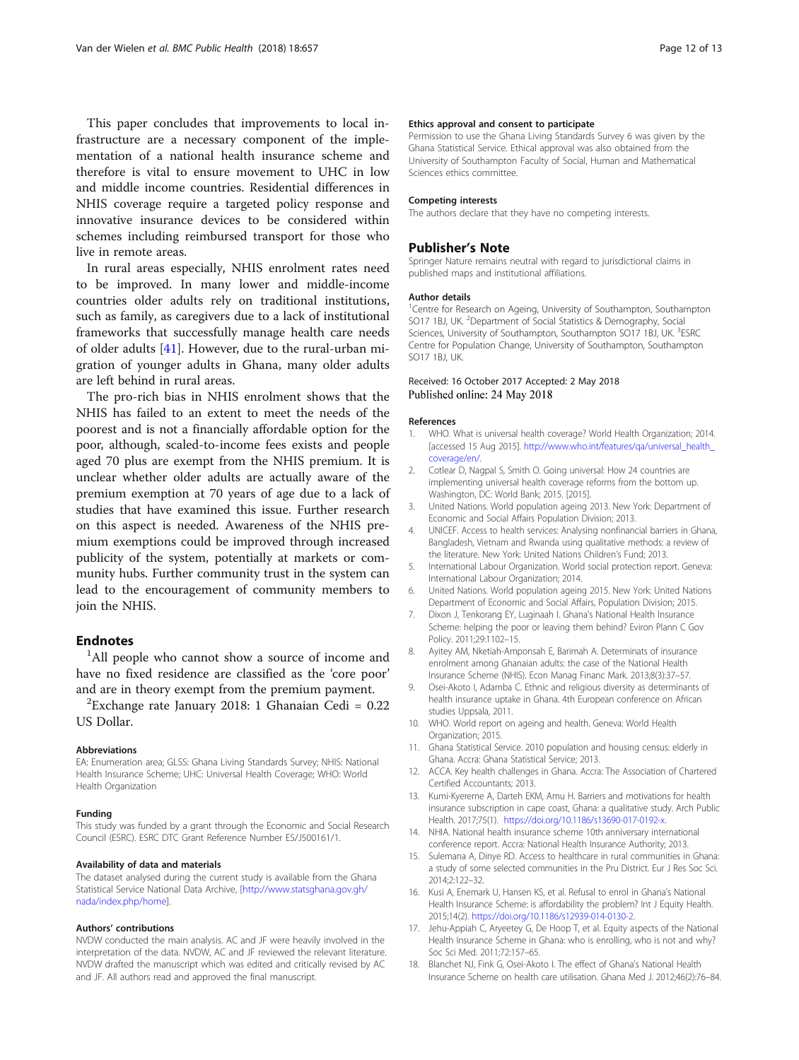This paper concludes that improvements to local infrastructure are a necessary component of the implementation of a national health insurance scheme and therefore is vital to ensure movement to UHC in low and middle income countries. Residential differences in NHIS coverage require a targeted policy response and innovative insurance devices to be considered within schemes including reimbursed transport for those who live in remote areas.

In rural areas especially, NHIS enrolment rates need to be improved. In many lower and middle-income countries older adults rely on traditional institutions, such as family, as caregivers due to a lack of institutional frameworks that successfully manage health care needs of older adults [41]. However, due to the rural-urban migration of younger adults in Ghana, many older adults are left behind in rural areas.

The pro-rich bias in NHIS enrolment shows that the NHIS has failed to an extent to meet the needs of the poorest and is not a financially affordable option for the poor, although, scaled-to-income fees exists and people aged 70 plus are exempt from the NHIS premium. It is unclear whether older adults are actually aware of the premium exemption at 70 years of age due to a lack of studies that have examined this issue. Further research on this aspect is needed. Awareness of the NHIS premium exemptions could be improved through increased publicity of the system, potentially at markets or community hubs. Further community trust in the system can lead to the encouragement of community members to join the NHIS.

## Endnotes

[1]All people who cannot show a source of income and have no fixed residence are classified as the 'core poor' and are in theory exempt from the premium payment.

[2]Exchange rate January 2018: 1 Ghanaian Cedi = 0.22 US Dollar.

### Abbreviations

EA: Enumeration area; GLSS: Ghana Living Standards Survey; NHIS: National Health Insurance Scheme; UHC: Universal Health Coverage; WHO: World Health Organization

### Funding

This study was funded by a grant through the Economic and Social Research Council (ESRC). ESRC DTC Grant Reference Number ES/J500161/1.

### Availability of data and materials

The dataset analysed during the current study is available from the Ghana Statistical Service National Data Archive, [http://www.statsghana.gov.gh/nada/index.php/home].

### Authors' contributions

NVDW conducted the main analysis. AC and JF were heavily involved in the interpretation of the data. NVDW, AC and JF reviewed the relevant literature. NVDW drafted the manuscript which was edited and critically revised by AC and JF. All authors read and approved the final manuscript.

### Ethics approval and consent to participate

Permission to use the Ghana Living Standards Survey 6 was given by the Ghana Statistical Service. Ethical approval was also obtained from the University of Southampton Faculty of Social, Human and Mathematical Sciences ethics committee.

### Competing interests

The authors declare that they have no competing interests.

## Publisher's Note

Springer Nature remains neutral with regard to jurisdictional claims in published maps and institutional affiliations.

### Author details

[1]Centre for Research on Ageing, University of Southampton, Southampton SO17 1BJ, UK. [2]Department of Social Statistics & Demography, Social Sciences, University of Southampton, Southampton SO17 1BJ, UK. [3]ESRC Centre for Population Change, University of Southampton, Southampton SO17 1BJ, UK.

Received: 16 October 2017 Accepted: 2 May 2018
Published online: 24 May 2018

### References

1. WHO. What is universal health coverage? World Health Organization; 2014. [accessed 15 Aug 2015]. http://www.who.int/features/qa/universal_health_coverage/en/.
2. Cotlear D, Nagpal S, Smith O. Going universal: How 24 countries are implementing universal health coverage reforms from the bottom up. Washington, DC: World Bank; 2015. [2015].
3. United Nations. World population ageing 2013. New York: Department of Economic and Social Affairs Population Division; 2013.
4. UNICEF. Access to health services: Analysing nonfinancial barriers in Ghana, Bangladesh, Vietnam and Rwanda using qualitative methods: a review of the literature. New York: United Nations Children's Fund; 2013.
5. International Labour Organization. World social protection report. Geneva: International Labour Organization; 2014.
6. United Nations. World population ageing 2015. New York: United Nations Department of Economic and Social Affairs, Population Division; 2015.
7. Dixon J, Tenkorang EY, Luginaah I. Ghana's National Health Insurance Scheme: helping the poor or leaving them behind? Eviron Plann C Gov Policy. 2011;29:1102–15.
8. Ayitey AM, Nketiah-Amponsah E, Barimah A. Determinats of insurance enrolment among Ghanaian adults: the case of the National Health Insurance Scheme (NHIS). Econ Manag Financ Mark. 2013;8(3):37–57.
9. Osei-Akoto I, Adamba C. Ethnic and religious diversity as determinants of health insurance uptake in Ghana. 4th European conference on African studies Uppsala, 2011.
10. WHO. World report on ageing and health. Geneva: World Health Organization; 2015.
11. Ghana Statistical Service. 2010 population and housing census: elderly in Ghana. Accra: Ghana Statistical Service; 2013.
12. ACCA. Key health challenges in Ghana. Accra: The Association of Chartered Certified Accountants; 2013.
13. Kumi-Kyereme A, Darteh EKM, Amu H. Barriers and motivations for health insurance subscription in cape coast, Ghana: a qualitative study. Arch Public Health. 2017;75(1). https://doi.org/10.1186/s13690-017-0192-x.
14. NHIA. National health insurance scheme 10th anniversary international conference report. Accra: National Health Insurance Authority; 2013.
15. Sulemana A, Dinye RD. Access to healthcare in rural communities in Ghana: a study of some selected communities in the Pru District. Eur J Res Soc Sci. 2014;2:122–32.
16. Kusi A, Enemark U, Hansen KS, et al. Refusal to enrol in Ghana's National Health Insurance Scheme: is affordability the problem? Int J Equity Health. 2015;14(2). https://doi.org/10.1186/s12939-014-0130-2.
17. Jehu-Appiah C, Aryeetey G, De Hoop T, et al. Equity aspects of the National Health Insurance Scheme in Ghana: who is enrolling, who is not and why? Soc Sci Med. 2011;72:157–65.
18. Blanchet NJ, Fink G, Osei-Akoto I. The effect of Ghana's National Health Insurance Scheme on health care utilisation. Ghana Med J. 2012;46(2):76–84.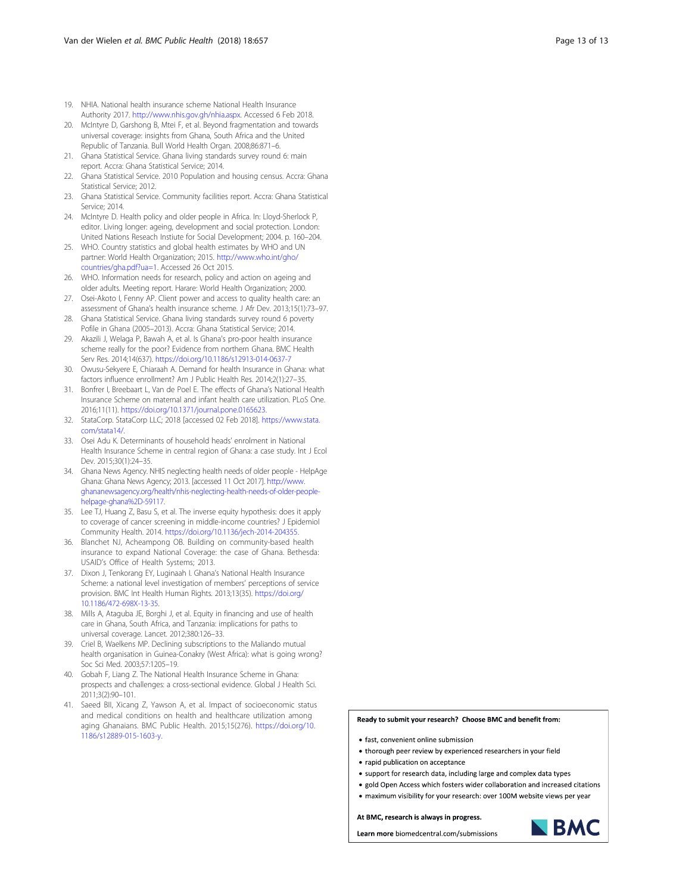19. NHIA. National health insurance scheme National Health Insurance Authority 2017. http://www.nhis.gov.gh/nhia.aspx. Accessed 6 Feb 2018.
20. McIntyre D, Garshong B, Mtei F, et al. Beyond fragmentation and towards universal coverage: insights from Ghana, South Africa and the United Republic of Tanzania. Bull World Health Organ. 2008;86:871–6.
21. Ghana Statistical Service. Ghana living standards survey round 6: main report. Accra: Ghana Statistical Service; 2014.
22. Ghana Statistical Service. 2010 Population and housing census. Accra: Ghana Statistical Service; 2012.
23. Ghana Statistical Service. Community facilities report. Accra: Ghana Statistical Service; 2014.
24. McIntyre D. Health policy and older people in Africa. In: Lloyd-Sherlock P, editor. Living longer: ageing, development and social protection. London: United Nations Reseach Instiute for Social Development; 2004. p. 160–204.
25. WHO. Country statistics and global health estimates by WHO and UN partner: World Health Organization; 2015. http://www.who.int/gho/countries/gha.pdf?ua=1. Accessed 26 Oct 2015.
26. WHO. Information needs for research, policy and action on ageing and older adults. Meeting report. Harare: World Health Organization; 2000.
27. Osei-Akoto I, Fenny AP. Client power and access to quality health care: an assessment of Ghana's health insurance scheme. J Afr Dev. 2013;15(1):73–97.
28. Ghana Statistical Service. Ghana living standards survey round 6 poverty Pofile in Ghana (2005–2013). Accra: Ghana Statistical Service; 2014.
29. Akazili J, Welaga P, Bawah A, et al. Is Ghana's pro-poor health insurance scheme really for the poor? Evidence from northern Ghana. BMC Health Serv Res. 2014;14(637). https://doi.org/10.1186/s12913-014-0637-7
30. Owusu-Sekyere E, Chiaraah A. Demand for health Insurance in Ghana: what factors influence enrollment? Am J Public Health Res. 2014;2(1):27–35.
31. Bonfrer I, Breebaart L, Van de Poel E. The effects of Ghana's National Health Insurance Scheme on maternal and infant health care utilization. PLoS One. 2016;11(11). https://doi.org/10.1371/journal.pone.0165623.
32. StataCorp. StataCorp LLC; 2018 [accessed 02 Feb 2018]. https://www.stata.com/stata14/.
33. Osei Adu K. Determinants of household heads' enrolment in National Health Insurance Scheme in central region of Ghana: a case study. Int J Ecol Dev. 2015;30(1):24–35.
34. Ghana News Agency. NHIS neglecting health needs of older people - HelpAge Ghana: Ghana News Agency; 2013. [accessed 11 Oct 2017]. http://www.ghananewsagency.org/health/nhis-neglecting-health-needs-of-older-people-helpage-ghana%2D-59117.
35. Lee TJ, Huang Z, Basu S, et al. The inverse equity hypothesis: does it apply to coverage of cancer screening in middle-income countries? J Epidemiol Community Health. 2014. https://doi.org/10.1136/jech-2014-204355.
36. Blanchet NJ, Acheampong OB. Building on community-based health insurance to expand National Coverage: the case of Ghana. Bethesda: USAID's Office of Health Systems; 2013.
37. Dixon J, Tenkorang EY, Luginaah I. Ghana's National Health Insurance Scheme: a national level investigation of members' perceptions of service provision. BMC Int Health Human Rights. 2013;13(35). https://doi.org/10.1186/472-698X-13-35.
38. Mills A, Ataguba JE, Borghi J, et al. Equity in financing and use of health care in Ghana, South Africa, and Tanzania: implications for paths to universal coverage. Lancet. 2012;380:126–33.
39. Criel B, Waelkens MP. Declining subscriptions to the Maliando mutual health organisation in Guinea-Conakry (West Africa): what is going wrong? Soc Sci Med. 2003;57:1205–19.
40. Gobah F, Liang Z. The National Health Insurance Scheme in Ghana: prospects and challenges: a cross-sectional evidence. Global J Health Sci. 2011;3(2):90–101.
41. Saeed BII, Xicang Z, Yawson A, et al. Impact of socioeconomic status and medical conditions on health and healthcare utilization among aging Ghanaians. BMC Public Health. 2015;15(276). https://doi.org/10.1186/s12889-015-1603-y.

**Ready to submit your research? Choose BMC and benefit from:**

- fast, convenient online submission
- thorough peer review by experienced researchers in your field
- rapid publication on acceptance
- support for research data, including large and complex data types
- gold Open Access which fosters wider collaboration and increased citations
- maximum visibility for your research: over 100M website views per year

**At BMC, research is always in progress.**

**Learn more** biomedcentral.com/submissions

BMC